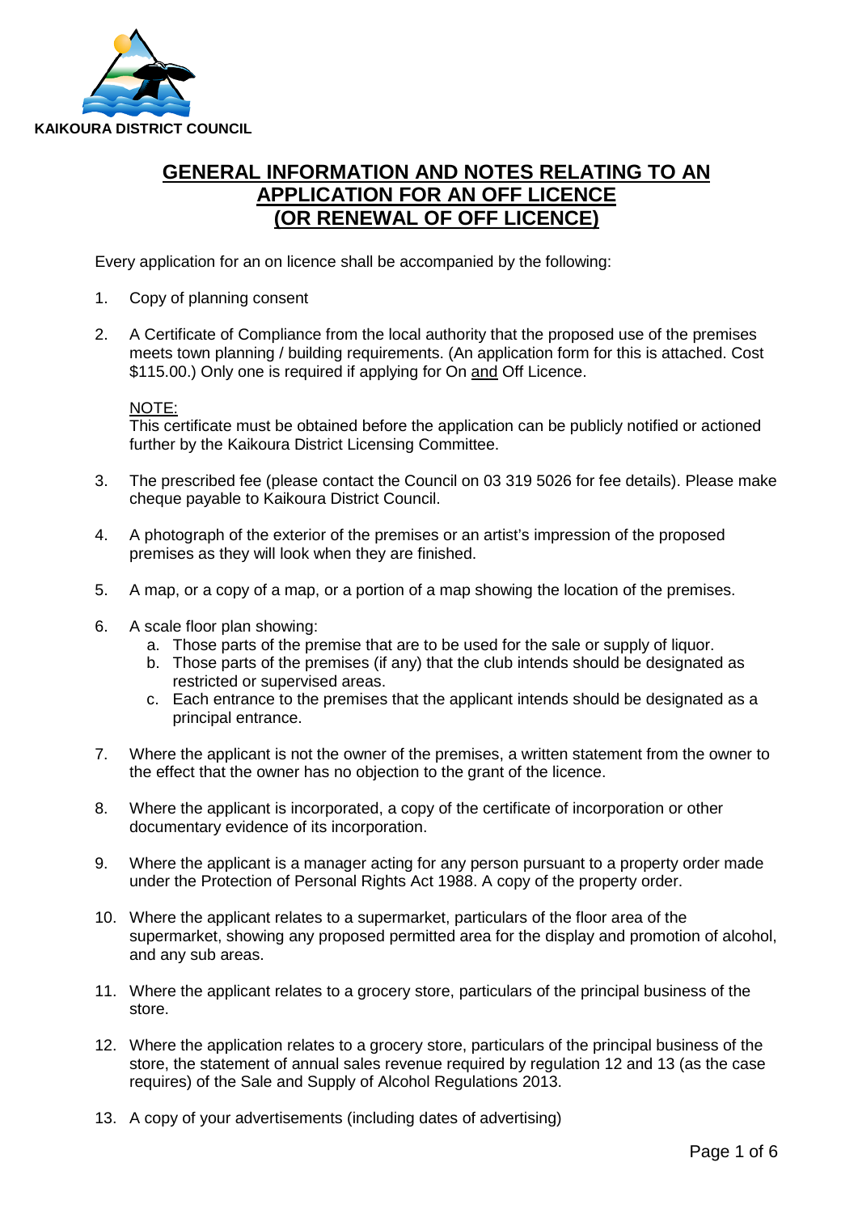KAIKOURA DISTRICT COUNCIL

# GENERAL INFORMATION AND NOTES RELATING TO AN APPLICATION FOR AN OFF LICENCE (OR RENEWAL OF OFF LICENCE)

Every application for an on licence shall be accompanied by the following:

1. Copy of planning consent

2. A Certificate of Compliance from the local authority that the proposed use of the premises meets town planning / building requirements. (An application form for this is attached. Cost $115.00.) Only one is required if applying for On and Off Licence.

   NOTE:
   This certificate must be obtained before the application can be publicly notified or actioned further by the Kaikoura District Licensing Committee.

3. The prescribed fee (please contact the Council on 03 319 5026 for fee details). Please make cheque payable to Kaikoura District Council.

4. A photograph of the exterior of the premises or an artist's impression of the proposed premises as they will look when they are finished.

5. A map, or a copy of a map, or a portion of a map showing the location of the premises.

6. A scale floor plan showing:
   a. Those parts of the premise that are to be used for the sale or supply of liquor.
   b. Those parts of the premises (if any) that the club intends should be designated as restricted or supervised areas.
   c. Each entrance to the premises that the applicant intends should be designated as a principal entrance.

7. Where the applicant is not the owner of the premises, a written statement from the owner to the effect that the owner has no objection to the grant of the licence.

8. Where the applicant is incorporated, a copy of the certificate of incorporation or other documentary evidence of its incorporation.

9. Where the applicant is a manager acting for any person pursuant to a property order made under the Protection of Personal Rights Act 1988. A copy of the property order.

10. Where the applicant relates to a supermarket, particulars of the floor area of the supermarket, showing any proposed permitted area for the display and promotion of alcohol, and any sub areas.

11. Where the applicant relates to a grocery store, particulars of the principal business of the store.

12. Where the application relates to a grocery store, particulars of the principal business of the store, the statement of annual sales revenue required by regulation 12 and 13 (as the case requires) of the Sale and Supply of Alcohol Regulations 2013.

13. A copy of your advertisements (including dates of advertising)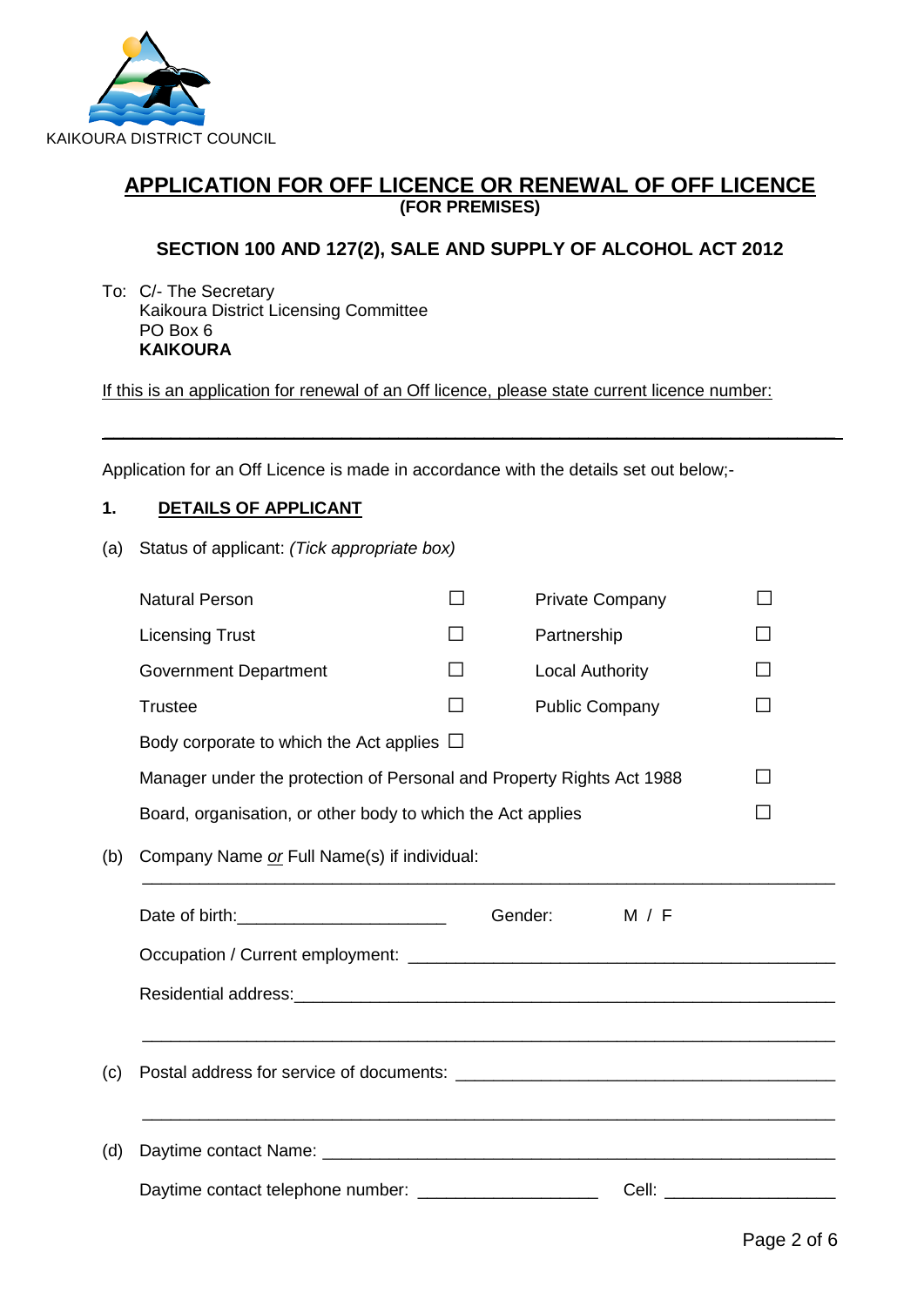KAIKOURA DISTRICT COUNCIL

# APPLICATION FOR OFF LICENCE OR RENEWAL OF OFF LICENCE

**(FOR PREMISES)**

**SECTION 100 AND 127(2), SALE AND SUPPLY OF ALCOHOL ACT 2012**

To: C/- The Secretary
Kaikoura District Licensing Committee
PO Box 6
**KAIKOURA**

If this is an application for renewal of an Off licence, please state current licence number:

______________________________________________________________________

Application for an Off Licence is made in accordance with the details set out below;-

## 1. DETAILS OF APPLICANT

(a) Status of applicant: *(Tick appropriate box)*

| | | | |
|---|---|---|---|
| Natural Person | ☐ | Private Company | ☐ |
| Licensing Trust | ☐ | Partnership | ☐ |
| Government Department | ☐ | Local Authority | ☐ |
| Trustee | ☐ | Public Company | ☐ |

Body corporate to which the Act applies ☐

Manager under the protection of Personal and Property Rights Act 1988 ☐

Board, organisation, or other body to which the Act applies ☐

(b) Company Name *or* Full Name(s) if individual:

______________________________________________________________________

Date of birth:______________________ Gender: M / F

Occupation / Current employment: ______________________________________________

Residential address:______________________________________________________

______________________________________________________________________

(c) Postal address for service of documents: ___________________________________

______________________________________________________________________

(d) Daytime contact Name: ___________________________________________________

Daytime contact telephone number: ___________________ Cell: __________________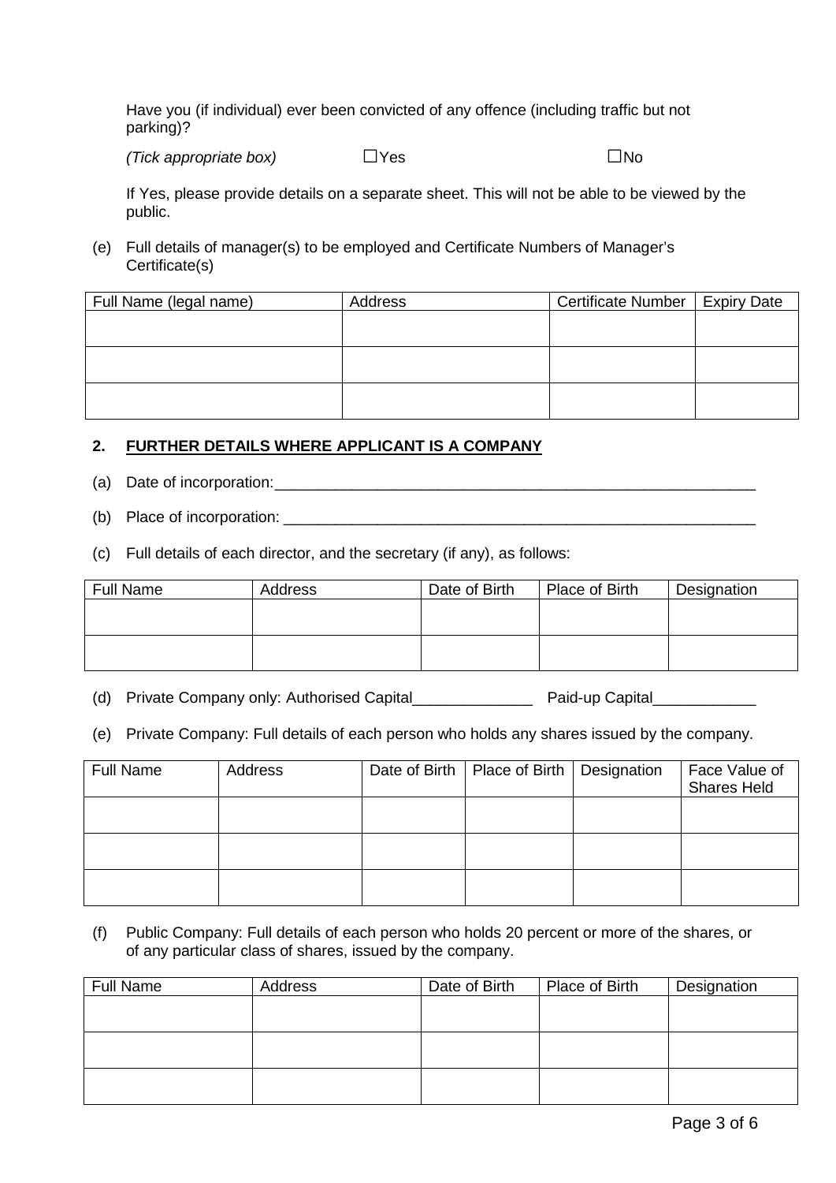Have you (if individual) ever been convicted of any offence (including traffic but not parking)?

*(Tick appropriate box)* ☐Yes ☐No

If Yes, please provide details on a separate sheet. This will not be able to be viewed by the public.

(e) Full details of manager(s) to be employed and Certificate Numbers of Manager's Certificate(s)

| Full Name (legal name) | Address | Certificate Number | Expiry Date |
|---|---|---|---|
| | | | |
| | | | |
| | | | |

## 2. FURTHER DETAILS WHERE APPLICANT IS A COMPANY

(a) Date of incorporation:___________________________________________________________

(b) Place of incorporation: ___________________________________________________________

(c) Full details of each director, and the secretary (if any), as follows:

| Full Name | Address | Date of Birth | Place of Birth | Designation |
|---|---|---|---|---|
| | | | | |
| | | | | |

(d) Private Company only: Authorised Capital______________ Paid-up Capital____________

(e) Private Company: Full details of each person who holds any shares issued by the company.

| Full Name | Address | Date of Birth | Place of Birth | Designation | Face Value of Shares Held |
|---|---|---|---|---|---|
| | | | | | |
| | | | | | |
| | | | | | |

(f) Public Company: Full details of each person who holds 20 percent or more of the shares, or of any particular class of shares, issued by the company.

| Full Name | Address | Date of Birth | Place of Birth | Designation |
|---|---|---|---|---|
| | | | | |
| | | | | |
| | | | | |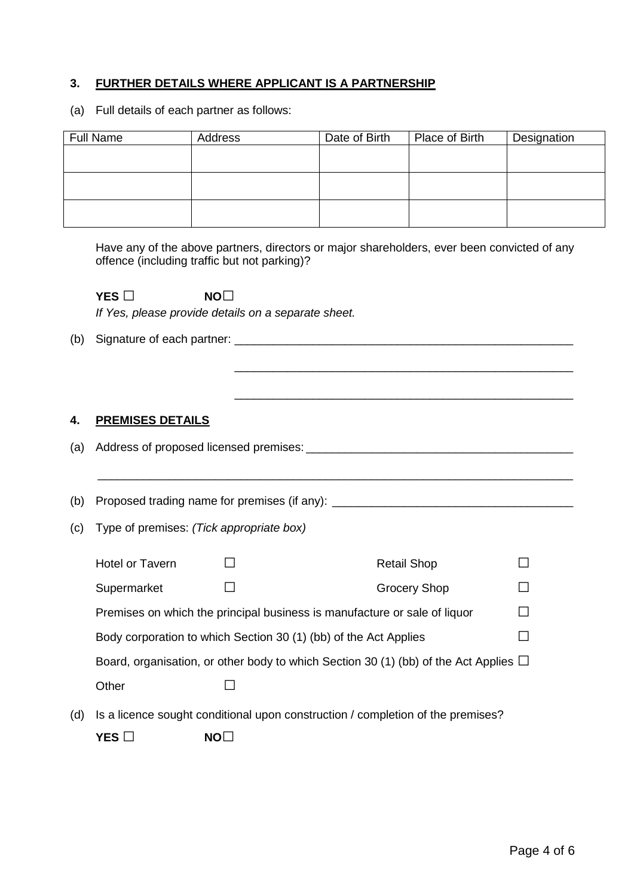### 3. FURTHER DETAILS WHERE APPLICANT IS A PARTNERSHIP

(a) Full details of each partner as follows:

| Full Name | Address | Date of Birth | Place of Birth | Designation |
|---|---|---|---|---|
| | | | | |
| | | | | |
| | | | | |

Have any of the above partners, directors or major shareholders, ever been convicted of any offence (including traffic but not parking)?

**YES** ☐ **NO**☐

*If Yes, please provide details on a separate sheet.*

(b) Signature of each partner: ______________________________________________________

______________________________________________________

______________________________________________________

### 4. PREMISES DETAILS

(a) Address of proposed licensed premises: __________________________________________

___________________________________________________________________________

(b) Proposed trading name for premises (if any): ______________________________________

(c) Type of premises: *(Tick appropriate box)*

Hotel or Tavern ☐ Retail Shop ☐

Supermarket ☐ Grocery Shop ☐

Premises on which the principal business is manufacture or sale of liquor ☐

Body corporation to which Section 30 (1) (bb) of the Act Applies ☐

Board, organisation, or other body to which Section 30 (1) (bb) of the Act Applies ☐

Other ☐

(d) Is a licence sought conditional upon construction / completion of the premises?

**YES** ☐ **NO**☐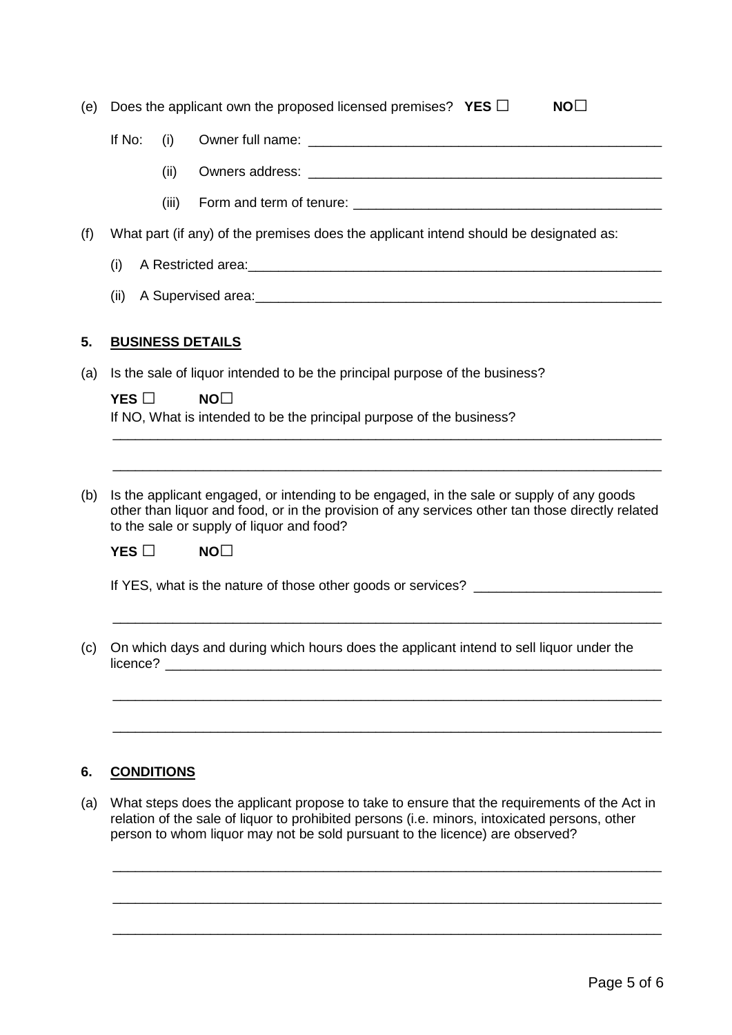(e) Does the applicant own the proposed licensed premises? **YES** ☐ **NO**☐

If No: (i) Owner full name: _______________________________________________

(ii) Owners address: _______________________________________________

(iii) Form and term of tenure: __________________________________________

(f) What part (if any) of the premises does the applicant intend should be designated as:

(i) A Restricted area:_______________________________________________________

(ii) A Supervised area:______________________________________________________

## 5. BUSINESS DETAILS

(a) Is the sale of liquor intended to be the principal purpose of the business?

**YES** ☐ **NO**☐

If NO, What is intended to be the principal purpose of the business?

___________________________________________________________________________

___________________________________________________________________________

(b) Is the applicant engaged, or intending to be engaged, in the sale or supply of any goods other than liquor and food, or in the provision of any services other tan those directly related to the sale or supply of liquor and food?

**YES** ☐ **NO**☐

If YES, what is the nature of those other goods or services? ________________________

___________________________________________________________________________

(c) On which days and during which hours does the applicant intend to sell liquor under the licence? ___________________________________________________________________

___________________________________________________________________________

___________________________________________________________________________

## 6. CONDITIONS

(a) What steps does the applicant propose to take to ensure that the requirements of the Act in relation of the sale of liquor to prohibited persons (i.e. minors, intoxicated persons, other person to whom liquor may not be sold pursuant to the licence) are observed?

___________________________________________________________________________

___________________________________________________________________________

___________________________________________________________________________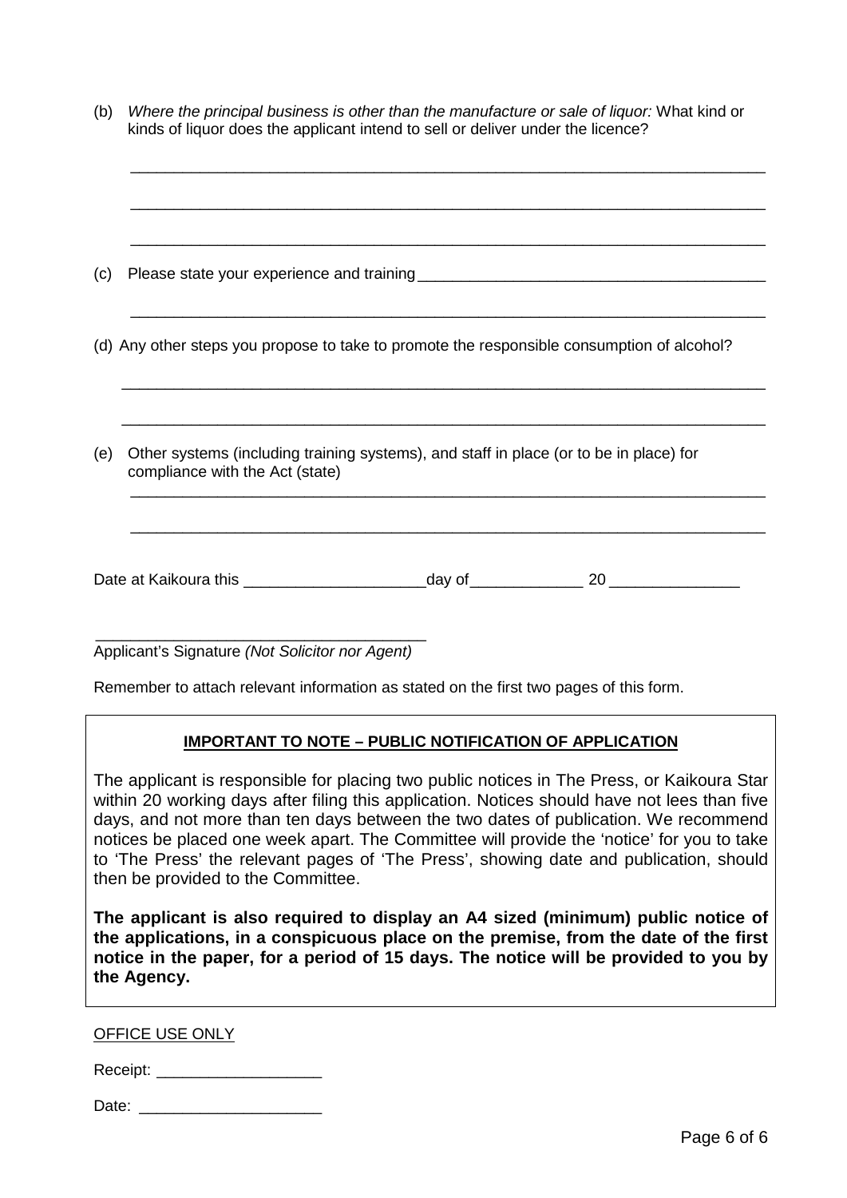(b) *Where the principal business is other than the manufacture or sale of liquor:* What kind or kinds of liquor does the applicant intend to sell or deliver under the licence?

___________________________________________________________________________

___________________________________________________________________________

___________________________________________________________________________

(c) Please state your experience and training ___________________________________________

___________________________________________________________________________

(d) Any other steps you propose to take to promote the responsible consumption of alcohol?

___________________________________________________________________________

___________________________________________________________________________

(e) Other systems (including training systems), and staff in place (or to be in place) for compliance with the Act (state)

___________________________________________________________________________

___________________________________________________________________________

Date at Kaikoura this ______________________day of______________ 20 ________________

_______________________________________

Applicant's Signature *(Not Solicitor nor Agent)*

Remember to attach relevant information as stated on the first two pages of this form.

**IMPORTANT TO NOTE – PUBLIC NOTIFICATION OF APPLICATION**

The applicant is responsible for placing two public notices in The Press, or Kaikoura Star within 20 working days after filing this application. Notices should have not lees than five days, and not more than ten days between the two dates of publication. We recommend notices be placed one week apart. The Committee will provide the 'notice' for you to take to 'The Press' the relevant pages of 'The Press', showing date and publication, should then be provided to the Committee.

**The applicant is also required to display an A4 sized (minimum) public notice of the applications, in a conspicuous place on the premise, from the date of the first notice in the paper, for a period of 15 days. The notice will be provided to you by the Agency.**

OFFICE USE ONLY

Receipt: ____________________

Date: ______________________